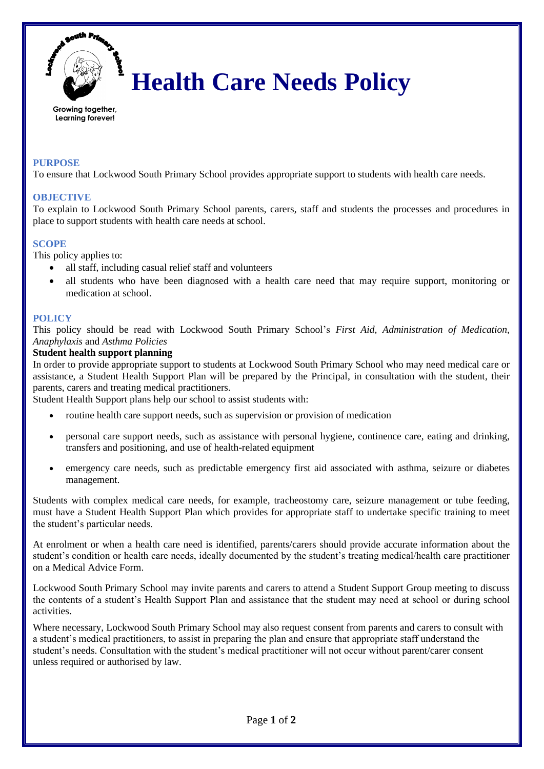# Health Care Needs Policy

Growing together, Learning forever!

## PURPOSE

To ensure that Lockwood South Primary School provides appropriate support to students with health care needs.

## OBJECTIVE

To explain to Lockwood South Primary School parents, carers, staff and students the processes and procedures in place to support students with health care needs at school.

## SCOPE

This policy applies to:

- all staff, including casual relief staff and volunteers
- all students who have been diagnosed with a health care need that may require support, monitoring or medication at school.

## POLICY

This policy should be read with Lockwood South Primary School's *First Aid, Administration of Medication, Anaphylaxis* and *Asthma Policies*

**Student health support planning**

In order to provide appropriate support to students at Lockwood South Primary School who may need medical care or assistance, a Student Health Support Plan will be prepared by the Principal, in consultation with the student, their parents, carers and treating medical practitioners.

Student Health Support plans help our school to assist students with:

- routine health care support needs, such as supervision or provision of medication
- personal care support needs, such as assistance with personal hygiene, continence care, eating and drinking, transfers and positioning, and use of health-related equipment
- emergency care needs, such as predictable emergency first aid associated with asthma, seizure or diabetes management.

Students with complex medical care needs, for example, tracheostomy care, seizure management or tube feeding, must have a Student Health Support Plan which provides for appropriate staff to undertake specific training to meet the student's particular needs.

At enrolment or when a health care need is identified, parents/carers should provide accurate information about the student's condition or health care needs, ideally documented by the student's treating medical/health care practitioner on a Medical Advice Form.

Lockwood South Primary School may invite parents and carers to attend a Student Support Group meeting to discuss the contents of a student's Health Support Plan and assistance that the student may need at school or during school activities.

Where necessary, Lockwood South Primary School may also request consent from parents and carers to consult with a student's medical practitioners, to assist in preparing the plan and ensure that appropriate staff understand the student's needs. Consultation with the student's medical practitioner will not occur without parent/carer consent unless required or authorised by law.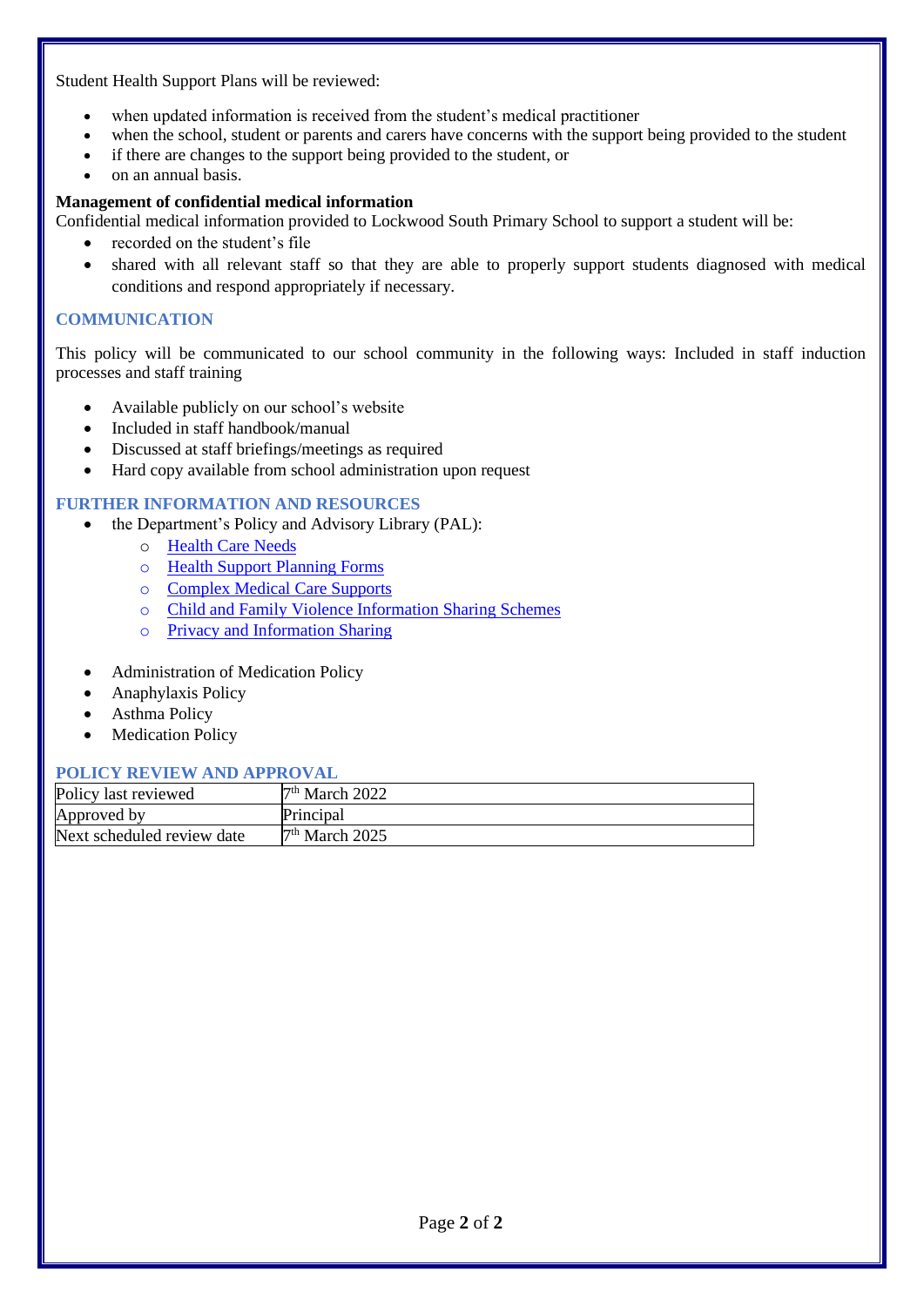Student Health Support Plans will be reviewed:

- when updated information is received from the student's medical practitioner
- when the school, student or parents and carers have concerns with the support being provided to the student
- if there are changes to the support being provided to the student, or
- on an annual basis.

**Management of confidential medical information**

Confidential medical information provided to Lockwood South Primary School to support a student will be:

- recorded on the student's file
- shared with all relevant staff so that they are able to properly support students diagnosed with medical conditions and respond appropriately if necessary.

## COMMUNICATION

This policy will be communicated to our school community in the following ways: Included in staff induction processes and staff training

- Available publicly on our school's website
- Included in staff handbook/manual
- Discussed at staff briefings/meetings as required
- Hard copy available from school administration upon request

## FURTHER INFORMATION AND RESOURCES

- the Department's Policy and Advisory Library (PAL):
  - Health Care Needs
  - Health Support Planning Forms
  - Complex Medical Care Supports
  - Child and Family Violence Information Sharing Schemes
  - Privacy and Information Sharing

- Administration of Medication Policy
- Anaphylaxis Policy
- Asthma Policy
- Medication Policy

## POLICY REVIEW AND APPROVAL

| | |
|---|---|
| Policy last reviewed | 7th March 2022 |
| Approved by | Principal |
| Next scheduled review date | 7th March 2025 |